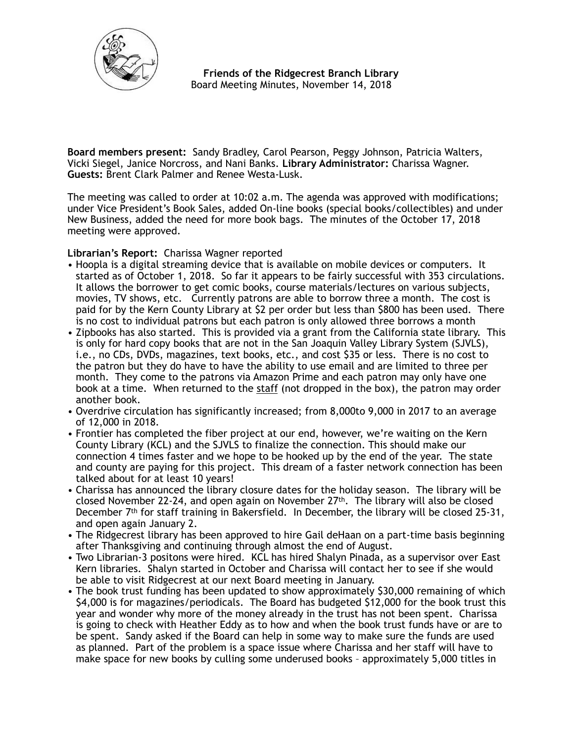**Friends of the Ridgecrest Branch Library**
Board Meeting Minutes, November 14, 2018

**Board members present:** Sandy Bradley, Carol Pearson, Peggy Johnson, Patricia Walters, Vicki Siegel, Janice Norcross, and Nani Banks. **Library Administrator:** Charissa Wagner. **Guests:** Brent Clark Palmer and Renee Westa-Lusk.

The meeting was called to order at 10:02 a.m. The agenda was approved with modifications; under Vice President's Book Sales, added On-line books (special books/collectibles) and under New Business, added the need for more book bags. The minutes of the October 17, 2018 meeting were approved.

**Librarian's Report:** Charissa Wagner reported

- Hoopla is a digital streaming device that is available on mobile devices or computers. It started as of October 1, 2018. So far it appears to be fairly successful with 353 circulations. It allows the borrower to get comic books, course materials/lectures on various subjects, movies, TV shows, etc. Currently patrons are able to borrow three a month. The cost is paid for by the Kern County Library at $2 per order but less than $800 has been used. There is no cost to individual patrons but each patron is only allowed three borrows a month
- Zipbooks has also started. This is provided via a grant from the California state library. This is only for hard copy books that are not in the San Joaquin Valley Library System (SJVLS), i.e., no CDs, DVDs, magazines, text books, etc., and cost $35 or less. There is no cost to the patron but they do have to have the ability to use email and are limited to three per month. They come to the patrons via Amazon Prime and each patron may only have one book at a time. When returned to the staff (not dropped in the box), the patron may order another book.
- Overdrive circulation has significantly increased; from 8,000to 9,000 in 2017 to an average of 12,000 in 2018.
- Frontier has completed the fiber project at our end, however, we're waiting on the Kern County Library (KCL) and the SJVLS to finalize the connection. This should make our connection 4 times faster and we hope to be hooked up by the end of the year. The state and county are paying for this project. This dream of a faster network connection has been talked about for at least 10 years!
- Charissa has announced the library closure dates for the holiday season. The library will be closed November 22-24, and open again on November 27th. The library will also be closed December 7th for staff training in Bakersfield. In December, the library will be closed 25-31, and open again January 2.
- The Ridgecrest library has been approved to hire Gail deHaan on a part-time basis beginning after Thanksgiving and continuing through almost the end of August.
- Two Librarian-3 positons were hired. KCL has hired Shalyn Pinada, as a supervisor over East Kern libraries. Shalyn started in October and Charissa will contact her to see if she would be able to visit Ridgecrest at our next Board meeting in January.
- The book trust funding has been updated to show approximately $30,000 remaining of which $4,000 is for magazines/periodicals. The Board has budgeted $12,000 for the book trust this year and wonder why more of the money already in the trust has not been spent. Charissa is going to check with Heather Eddy as to how and when the book trust funds have or are to be spent. Sandy asked if the Board can help in some way to make sure the funds are used as planned. Part of the problem is a space issue where Charissa and her staff will have to make space for new books by culling some underused books – approximately 5,000 titles in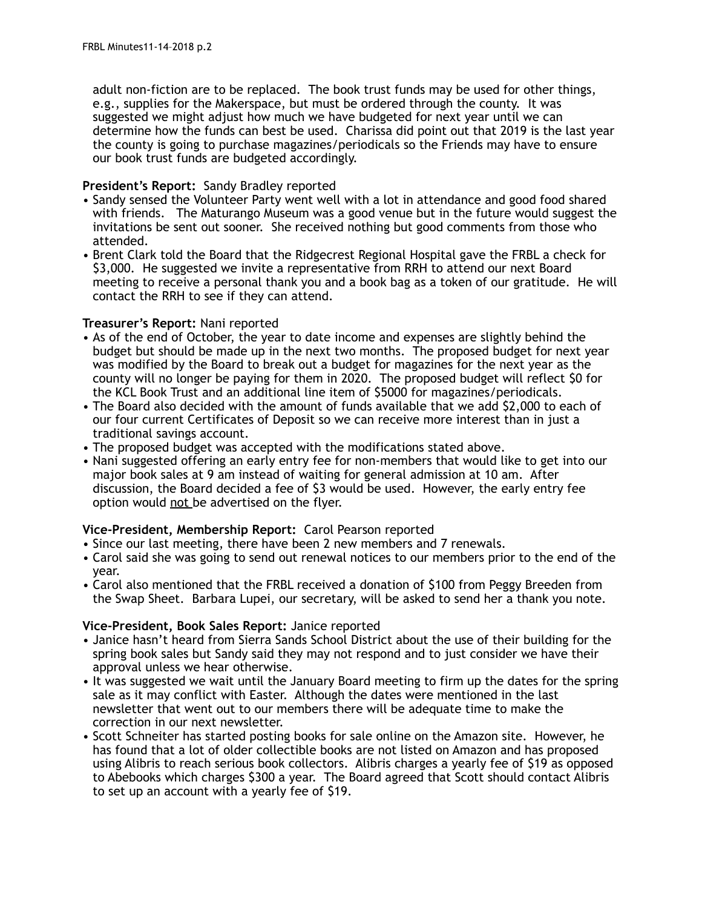adult non-fiction are to be replaced. The book trust funds may be used for other things, e.g., supplies for the Makerspace, but must be ordered through the county. It was suggested we might adjust how much we have budgeted for next year until we can determine how the funds can best be used. Charissa did point out that 2019 is the last year the county is going to purchase magazines/periodicals so the Friends may have to ensure our book trust funds are budgeted accordingly.

**President's Report:** Sandy Bradley reported

- Sandy sensed the Volunteer Party went well with a lot in attendance and good food shared with friends. The Maturango Museum was a good venue but in the future would suggest the invitations be sent out sooner. She received nothing but good comments from those who attended.
- Brent Clark told the Board that the Ridgecrest Regional Hospital gave the FRBL a check for $3,000. He suggested we invite a representative from RRH to attend our next Board meeting to receive a personal thank you and a book bag as a token of our gratitude. He will contact the RRH to see if they can attend.

**Treasurer's Report:** Nani reported

- As of the end of October, the year to date income and expenses are slightly behind the budget but should be made up in the next two months. The proposed budget for next year was modified by the Board to break out a budget for magazines for the next year as the county will no longer be paying for them in 2020. The proposed budget will reflect $0 for the KCL Book Trust and an additional line item of $5000 for magazines/periodicals.
- The Board also decided with the amount of funds available that we add $2,000 to each of our four current Certificates of Deposit so we can receive more interest than in just a traditional savings account.
- The proposed budget was accepted with the modifications stated above.
- Nani suggested offering an early entry fee for non-members that would like to get into our major book sales at 9 am instead of waiting for general admission at 10 am. After discussion, the Board decided a fee of $3 would be used. However, the early entry fee option would <u>not</u> be advertised on the flyer.

**Vice-President, Membership Report:** Carol Pearson reported

- Since our last meeting, there have been 2 new members and 7 renewals.
- Carol said she was going to send out renewal notices to our members prior to the end of the year.
- Carol also mentioned that the FRBL received a donation of $100 from Peggy Breeden from the Swap Sheet. Barbara Lupei, our secretary, will be asked to send her a thank you note.

**Vice-President, Book Sales Report:** Janice reported

- Janice hasn't heard from Sierra Sands School District about the use of their building for the spring book sales but Sandy said they may not respond and to just consider we have their approval unless we hear otherwise.
- It was suggested we wait until the January Board meeting to firm up the dates for the spring sale as it may conflict with Easter. Although the dates were mentioned in the last newsletter that went out to our members there will be adequate time to make the correction in our next newsletter.
- Scott Schneiter has started posting books for sale online on the Amazon site. However, he has found that a lot of older collectible books are not listed on Amazon and has proposed using Alibris to reach serious book collectors. Alibris charges a yearly fee of $19 as opposed to Abebooks which charges $300 a year. The Board agreed that Scott should contact Alibris to set up an account with a yearly fee of $19.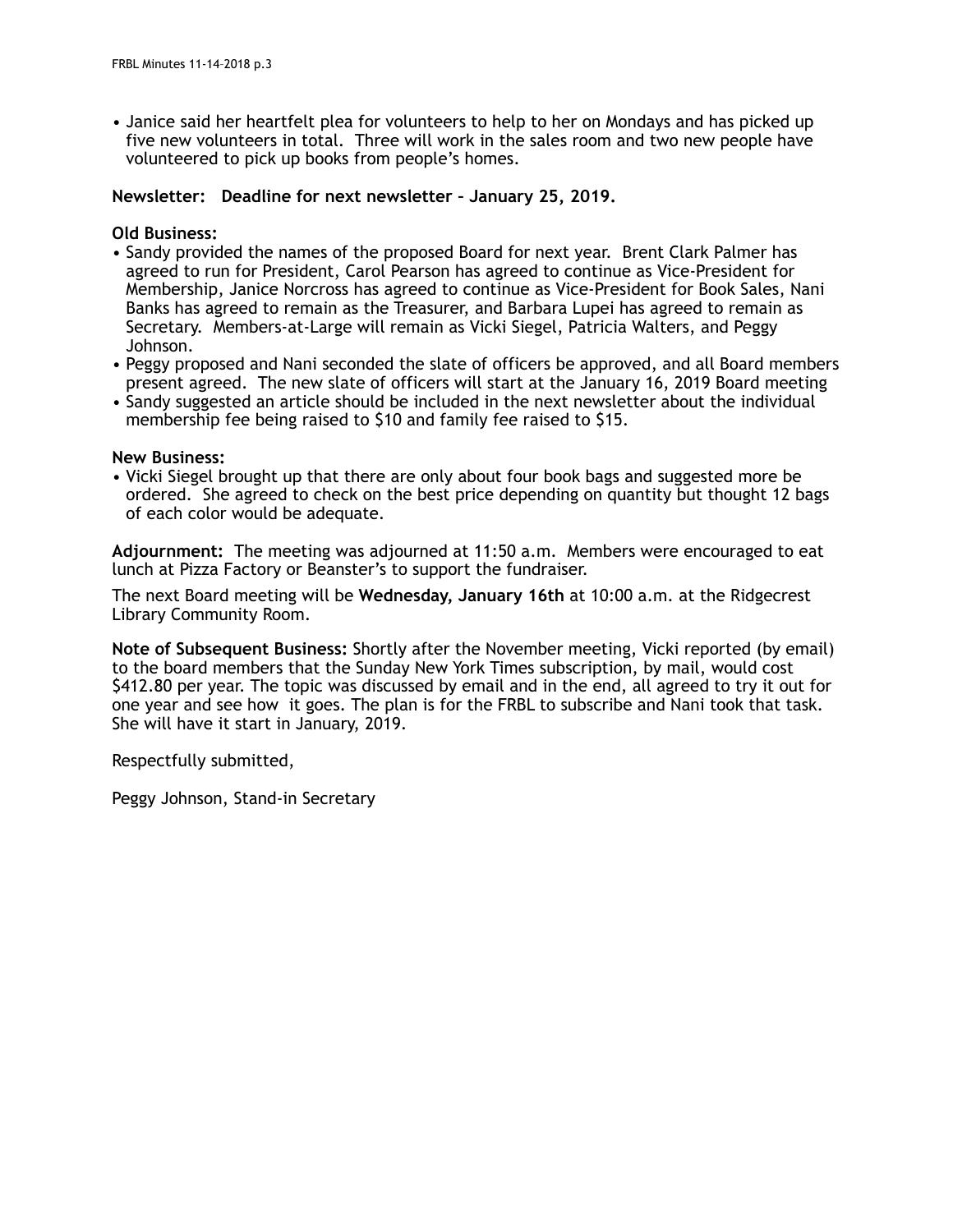- Janice said her heartfelt plea for volunteers to help to her on Mondays and has picked up five new volunteers in total. Three will work in the sales room and two new people have volunteered to pick up books from people's homes.

**Newsletter: Deadline for next newsletter – January 25, 2019.**

**Old Business:**

- Sandy provided the names of the proposed Board for next year. Brent Clark Palmer has agreed to run for President, Carol Pearson has agreed to continue as Vice-President for Membership, Janice Norcross has agreed to continue as Vice-President for Book Sales, Nani Banks has agreed to remain as the Treasurer, and Barbara Lupei has agreed to remain as Secretary. Members-at-Large will remain as Vicki Siegel, Patricia Walters, and Peggy Johnson.
- Peggy proposed and Nani seconded the slate of officers be approved, and all Board members present agreed. The new slate of officers will start at the January 16, 2019 Board meeting
- Sandy suggested an article should be included in the next newsletter about the individual membership fee being raised to $10 and family fee raised to $15.

**New Business:**

- Vicki Siegel brought up that there are only about four book bags and suggested more be ordered. She agreed to check on the best price depending on quantity but thought 12 bags of each color would be adequate.

**Adjournment:** The meeting was adjourned at 11:50 a.m. Members were encouraged to eat lunch at Pizza Factory or Beanster's to support the fundraiser.

The next Board meeting will be **Wednesday, January 16th** at 10:00 a.m. at the Ridgecrest Library Community Room.

**Note of Subsequent Business:** Shortly after the November meeting, Vicki reported (by email) to the board members that the Sunday New York Times subscription, by mail, would cost $412.80 per year. The topic was discussed by email and in the end, all agreed to try it out for one year and see how it goes. The plan is for the FRBL to subscribe and Nani took that task. She will have it start in January, 2019.

Respectfully submitted,

Peggy Johnson, Stand-in Secretary